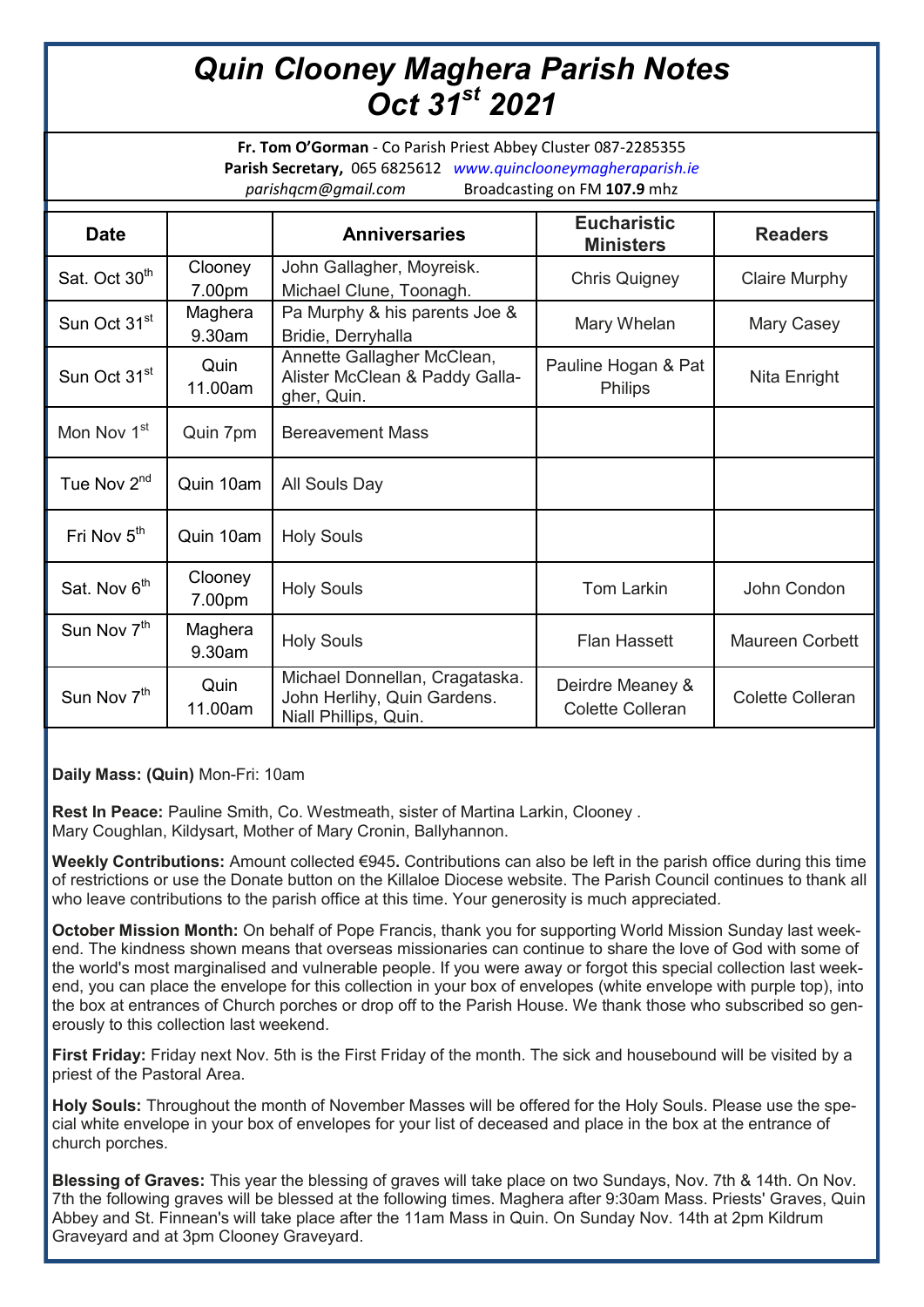# *Quin Clooney Maghera Parish Notes Oct 31st 2021*

**Fr. Tom O'Gorman** - Co Parish Priest Abbey Cluster 087-2285355
**Parish Secretary,** 065 6825612 *www.quinclooneymagheraparish.ie*
*parishqcm@gmail.com* Broadcasting on FM **107.9** mhz

| Date | | Anniversaries | Eucharistic Ministers | Readers |
|---|---|---|---|---|
| Sat. Oct 30th | Clooney 7.00pm | John Gallagher, Moyreisk. Michael Clune, Toonagh. | Chris Quigney | Claire Murphy |
| Sun Oct 31st | Maghera 9.30am | Pa Murphy & his parents Joe & Bridie, Derryhalla | Mary Whelan | Mary Casey |
| Sun Oct 31st | Quin 11.00am | Annette Gallagher McClean, Alister McClean & Paddy Gallagher, Quin. | Pauline Hogan & Pat Philips | Nita Enright |
| Mon Nov 1st | Quin 7pm | Bereavement Mass | | |
| Tue Nov 2nd | Quin 10am | All Souls Day | | |
| Fri Nov 5th | Quin 10am | Holy Souls | | |
| Sat. Nov 6th | Clooney 7.00pm | Holy Souls | Tom Larkin | John Condon |
| Sun Nov 7th | Maghera 9.30am | Holy Souls | Flan Hassett | Maureen Corbett |
| Sun Nov 7th | Quin 11.00am | Michael Donnellan, Cragataska. John Herlihy, Quin Gardens. Niall Phillips, Quin. | Deirdre Meaney & Colette Colleran | Colette Colleran |

**Daily Mass: (Quin)** Mon-Fri: 10am

**Rest In Peace:** Pauline Smith, Co. Westmeath, sister of Martina Larkin, Clooney .
Mary Coughlan, Kildysart, Mother of Mary Cronin, Ballyhannon.

**Weekly Contributions:** Amount collected €945**.** Contributions can also be left in the parish office during this time of restrictions or use the Donate button on the Killaloe Diocese website. The Parish Council continues to thank all who leave contributions to the parish office at this time. Your generosity is much appreciated.

**October Mission Month:** On behalf of Pope Francis, thank you for supporting World Mission Sunday last weekend. The kindness shown means that overseas missionaries can continue to share the love of God with some of the world's most marginalised and vulnerable people. If you were away or forgot this special collection last weekend, you can place the envelope for this collection in your box of envelopes (white envelope with purple top), into the box at entrances of Church porches or drop off to the Parish House. We thank those who subscribed so generously to this collection last weekend.

**First Friday:** Friday next Nov. 5th is the First Friday of the month. The sick and housebound will be visited by a priest of the Pastoral Area.

**Holy Souls:** Throughout the month of November Masses will be offered for the Holy Souls. Please use the special white envelope in your box of envelopes for your list of deceased and place in the box at the entrance of church porches.

**Blessing of Graves:** This year the blessing of graves will take place on two Sundays, Nov. 7th & 14th. On Nov. 7th the following graves will be blessed at the following times. Maghera after 9:30am Mass. Priests' Graves, Quin Abbey and St. Finnean's will take place after the 11am Mass in Quin. On Sunday Nov. 14th at 2pm Kildrum Graveyard and at 3pm Clooney Graveyard.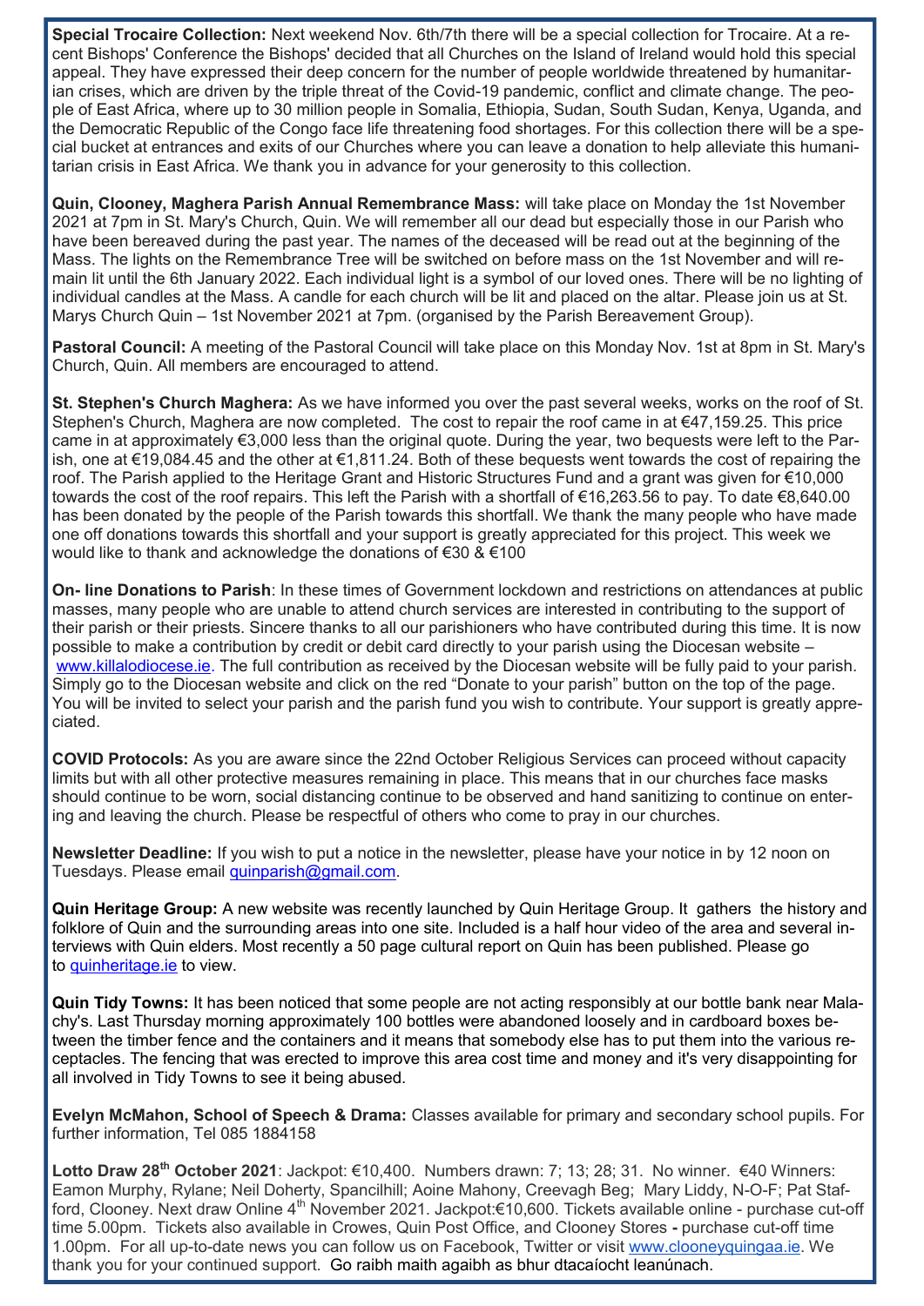**Special Trocaire Collection:** Next weekend Nov. 6th/7th there will be a special collection for Trocaire. At a recent Bishops' Conference the Bishops' decided that all Churches on the Island of Ireland would hold this special appeal. They have expressed their deep concern for the number of people worldwide threatened by humanitarian crises, which are driven by the triple threat of the Covid-19 pandemic, conflict and climate change. The people of East Africa, where up to 30 million people in Somalia, Ethiopia, Sudan, South Sudan, Kenya, Uganda, and the Democratic Republic of the Congo face life threatening food shortages. For this collection there will be a special bucket at entrances and exits of our Churches where you can leave a donation to help alleviate this humanitarian crisis in East Africa. We thank you in advance for your generosity to this collection.

**Quin, Clooney, Maghera Parish Annual Remembrance Mass:** will take place on Monday the 1st November 2021 at 7pm in St. Mary's Church, Quin. We will remember all our dead but especially those in our Parish who have been bereaved during the past year. The names of the deceased will be read out at the beginning of the Mass. The lights on the Remembrance Tree will be switched on before mass on the 1st November and will remain lit until the 6th January 2022. Each individual light is a symbol of our loved ones. There will be no lighting of individual candles at the Mass. A candle for each church will be lit and placed on the altar. Please join us at St. Marys Church Quin – 1st November 2021 at 7pm. (organised by the Parish Bereavement Group).

**Pastoral Council:** A meeting of the Pastoral Council will take place on this Monday Nov. 1st at 8pm in St. Mary's Church, Quin. All members are encouraged to attend.

**St. Stephen's Church Maghera:** As we have informed you over the past several weeks, works on the roof of St. Stephen's Church, Maghera are now completed. The cost to repair the roof came in at €47,159.25. This price came in at approximately €3,000 less than the original quote. During the year, two bequests were left to the Parish, one at €19,084.45 and the other at €1,811.24. Both of these bequests went towards the cost of repairing the roof. The Parish applied to the Heritage Grant and Historic Structures Fund and a grant was given for €10,000 towards the cost of the roof repairs. This left the Parish with a shortfall of €16,263.56 to pay. To date €8,640.00 has been donated by the people of the Parish towards this shortfall. We thank the many people who have made one off donations towards this shortfall and your support is greatly appreciated for this project. This week we would like to thank and acknowledge the donations of €30 & €100

**On- line Donations to Parish**: In these times of Government lockdown and restrictions on attendances at public masses, many people who are unable to attend church services are interested in contributing to the support of their parish or their priests. Sincere thanks to all our parishioners who have contributed during this time. It is now possible to make a contribution by credit or debit card directly to your parish using the Diocesan website – www.killalodiocese.ie. The full contribution as received by the Diocesan website will be fully paid to your parish. Simply go to the Diocesan website and click on the red "Donate to your parish" button on the top of the page. You will be invited to select your parish and the parish fund you wish to contribute. Your support is greatly appreciated.

**COVID Protocols:** As you are aware since the 22nd October Religious Services can proceed without capacity limits but with all other protective measures remaining in place. This means that in our churches face masks should continue to be worn, social distancing continue to be observed and hand sanitizing to continue on entering and leaving the church. Please be respectful of others who come to pray in our churches.

**Newsletter Deadline:** If you wish to put a notice in the newsletter, please have your notice in by 12 noon on Tuesdays. Please email quinparish@gmail.com.

**Quin Heritage Group:** A new website was recently launched by Quin Heritage Group. It gathers the history and folklore of Quin and the surrounding areas into one site. Included is a half hour video of the area and several interviews with Quin elders. Most recently a 50 page cultural report on Quin has been published. Please go to quinheritage.ie to view.

**Quin Tidy Towns:** It has been noticed that some people are not acting responsibly at our bottle bank near Malachy's. Last Thursday morning approximately 100 bottles were abandoned loosely and in cardboard boxes between the timber fence and the containers and it means that somebody else has to put them into the various receptacles. The fencing that was erected to improve this area cost time and money and it's very disappointing for all involved in Tidy Towns to see it being abused.

**Evelyn McMahon, School of Speech & Drama:** Classes available for primary and secondary school pupils. For further information, Tel 085 1884158

**Lotto Draw 28th October 2021**: Jackpot: €10,400. Numbers drawn: 7; 13; 28; 31. No winner. €40 Winners: Eamon Murphy, Rylane; Neil Doherty, Spancilhill; Aoine Mahony, Creevagh Beg; Mary Liddy, N-O-F; Pat Stafford, Clooney. Next draw Online 4th November 2021. Jackpot:€10,600. Tickets available online - purchase cut-off time 5.00pm. Tickets also available in Crowes, Quin Post Office, and Clooney Stores - purchase cut-off time 1.00pm. For all up-to-date news you can follow us on Facebook, Twitter or visit www.clooneyquingaa.ie. We thank you for your continued support. Go raibh maith agaibh as bhur dtacaíocht leanúnach.